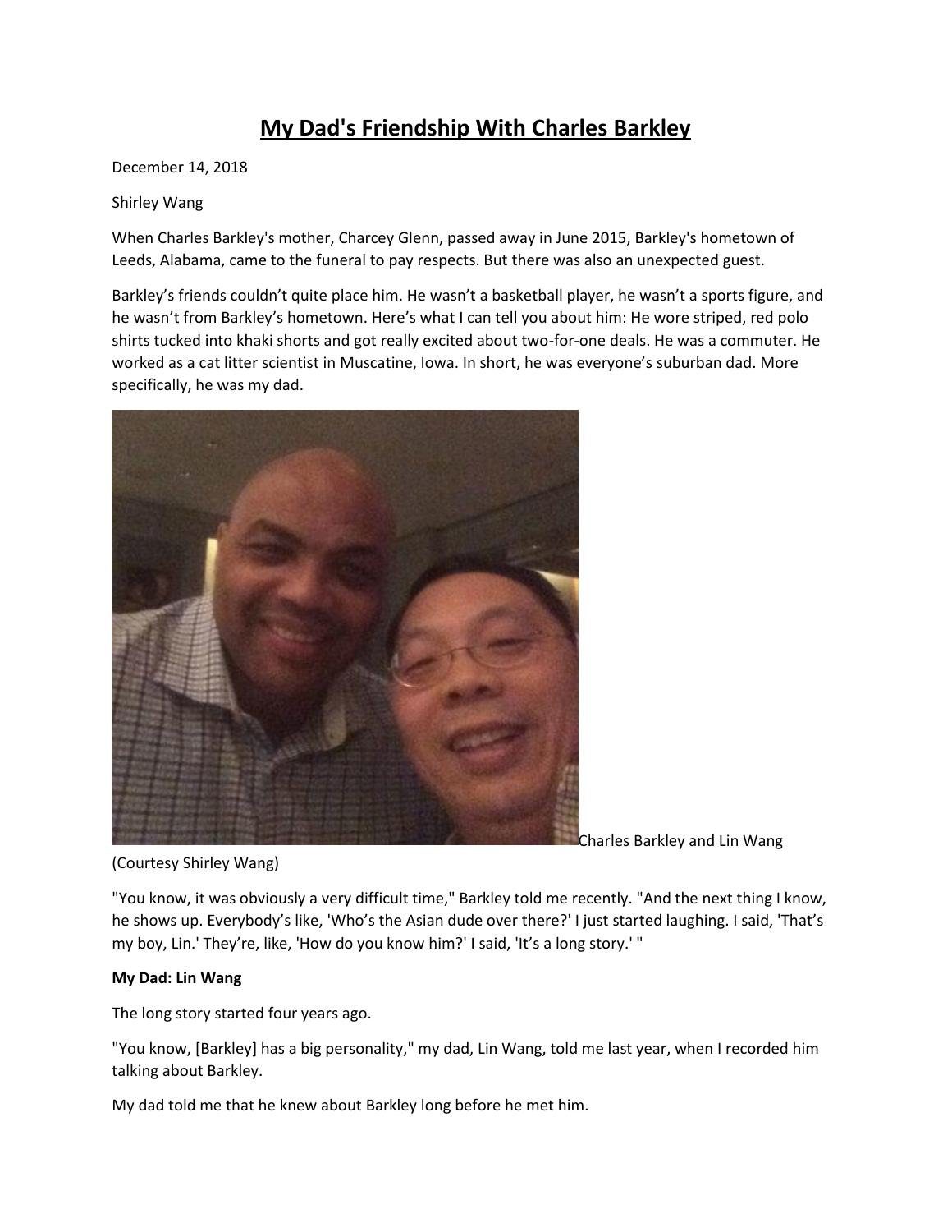# My Dad's Friendship With Charles Barkley

December 14, 2018

Shirley Wang

When Charles Barkley's mother, Charcey Glenn, passed away in June 2015, Barkley's hometown of Leeds, Alabama, came to the funeral to pay respects. But there was also an unexpected guest.

Barkley's friends couldn't quite place him. He wasn't a basketball player, he wasn't a sports figure, and he wasn't from Barkley's hometown. Here's what I can tell you about him: He wore striped, red polo shirts tucked into khaki shorts and got really excited about two-for-one deals. He was a commuter. He worked as a cat litter scientist in Muscatine, Iowa. In short, he was everyone's suburban dad. More specifically, he was my dad.

Charles Barkley and Lin Wang (Courtesy Shirley Wang)

"You know, it was obviously a very difficult time," Barkley told me recently. "And the next thing I know, he shows up. Everybody's like, 'Who's the Asian dude over there?' I just started laughing. I said, 'That's my boy, Lin.' They're, like, 'How do you know him?' I said, 'It's a long story.' "

**My Dad: Lin Wang**

The long story started four years ago.

"You know, [Barkley] has a big personality," my dad, Lin Wang, told me last year, when I recorded him talking about Barkley.

My dad told me that he knew about Barkley long before he met him.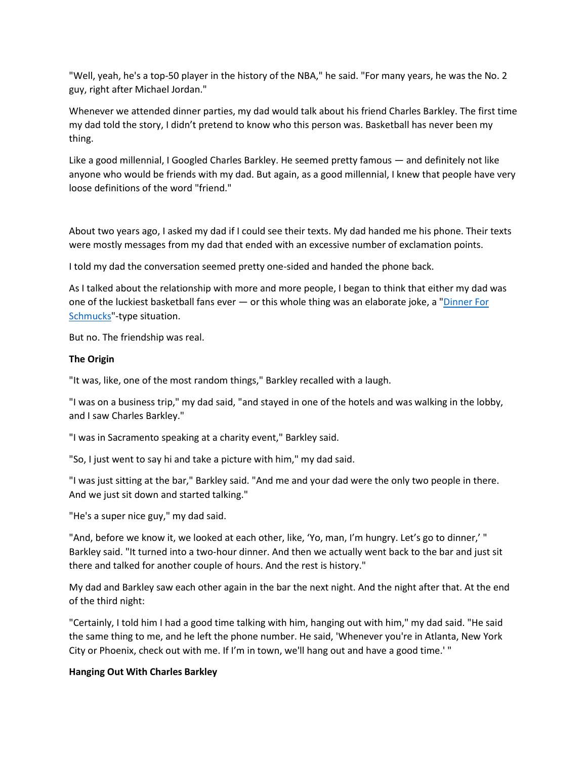"Well, yeah, he's a top-50 player in the history of the NBA," he said. "For many years, he was the No. 2 guy, right after Michael Jordan."

Whenever we attended dinner parties, my dad would talk about his friend Charles Barkley. The first time my dad told the story, I didn't pretend to know who this person was. Basketball has never been my thing.

Like a good millennial, I Googled Charles Barkley. He seemed pretty famous — and definitely not like anyone who would be friends with my dad. But again, as a good millennial, I knew that people have very loose definitions of the word "friend."

About two years ago, I asked my dad if I could see their texts. My dad handed me his phone. Their texts were mostly messages from my dad that ended with an excessive number of exclamation points.

I told my dad the conversation seemed pretty one-sided and handed the phone back.

As I talked about the relationship with more and more people, I began to think that either my dad was one of the luckiest basketball fans ever — or this whole thing was an elaborate joke, a "[Dinner For Schmucks]"-type situation.

But no. The friendship was real.

**The Origin**

"It was, like, one of the most random things," Barkley recalled with a laugh.

"I was on a business trip," my dad said, "and stayed in one of the hotels and was walking in the lobby, and I saw Charles Barkley."

"I was in Sacramento speaking at a charity event," Barkley said.

"So, I just went to say hi and take a picture with him," my dad said.

"I was just sitting at the bar," Barkley said. "And me and your dad were the only two people in there. And we just sit down and started talking."

"He's a super nice guy," my dad said.

"And, before we know it, we looked at each other, like, 'Yo, man, I'm hungry. Let's go to dinner,' " Barkley said. "It turned into a two-hour dinner. And then we actually went back to the bar and just sit there and talked for another couple of hours. And the rest is history."

My dad and Barkley saw each other again in the bar the next night. And the night after that. At the end of the third night:

"Certainly, I told him I had a good time talking with him, hanging out with him," my dad said. "He said the same thing to me, and he left the phone number. He said, 'Whenever you're in Atlanta, New York City or Phoenix, check out with me. If I'm in town, we'll hang out and have a good time.' "

**Hanging Out With Charles Barkley**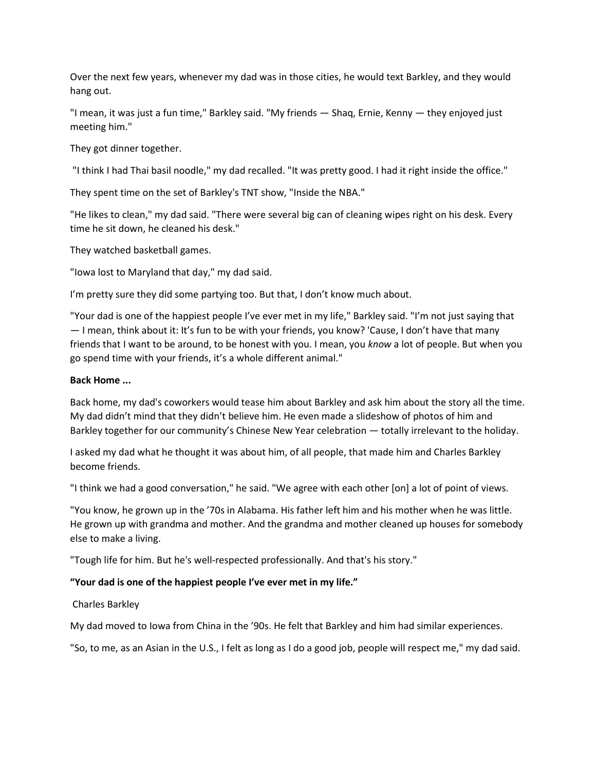Over the next few years, whenever my dad was in those cities, he would text Barkley, and they would hang out.

"I mean, it was just a fun time," Barkley said. "My friends — Shaq, Ernie, Kenny — they enjoyed just meeting him."

They got dinner together.

"I think I had Thai basil noodle," my dad recalled. "It was pretty good. I had it right inside the office."

They spent time on the set of Barkley's TNT show, "Inside the NBA."

"He likes to clean," my dad said. "There were several big can of cleaning wipes right on his desk. Every time he sit down, he cleaned his desk."

They watched basketball games.

"Iowa lost to Maryland that day," my dad said.

I'm pretty sure they did some partying too. But that, I don't know much about.

"Your dad is one of the happiest people I've ever met in my life," Barkley said. "I'm not just saying that — I mean, think about it: It's fun to be with your friends, you know? 'Cause, I don't have that many friends that I want to be around, to be honest with you. I mean, you *know* a lot of people. But when you go spend time with your friends, it's a whole different animal."

**Back Home ...**

Back home, my dad's coworkers would tease him about Barkley and ask him about the story all the time. My dad didn't mind that they didn't believe him. He even made a slideshow of photos of him and Barkley together for our community's Chinese New Year celebration — totally irrelevant to the holiday.

I asked my dad what he thought it was about him, of all people, that made him and Charles Barkley become friends.

"I think we had a good conversation," he said. "We agree with each other [on] a lot of point of views.

"You know, he grown up in the '70s in Alabama. His father left him and his mother when he was little. He grown up with grandma and mother. And the grandma and mother cleaned up houses for somebody else to make a living.

"Tough life for him. But he's well-respected professionally. And that's his story."

**"Your dad is one of the happiest people I've ever met in my life."**

Charles Barkley

My dad moved to Iowa from China in the '90s. He felt that Barkley and him had similar experiences.

"So, to me, as an Asian in the U.S., I felt as long as I do a good job, people will respect me," my dad said.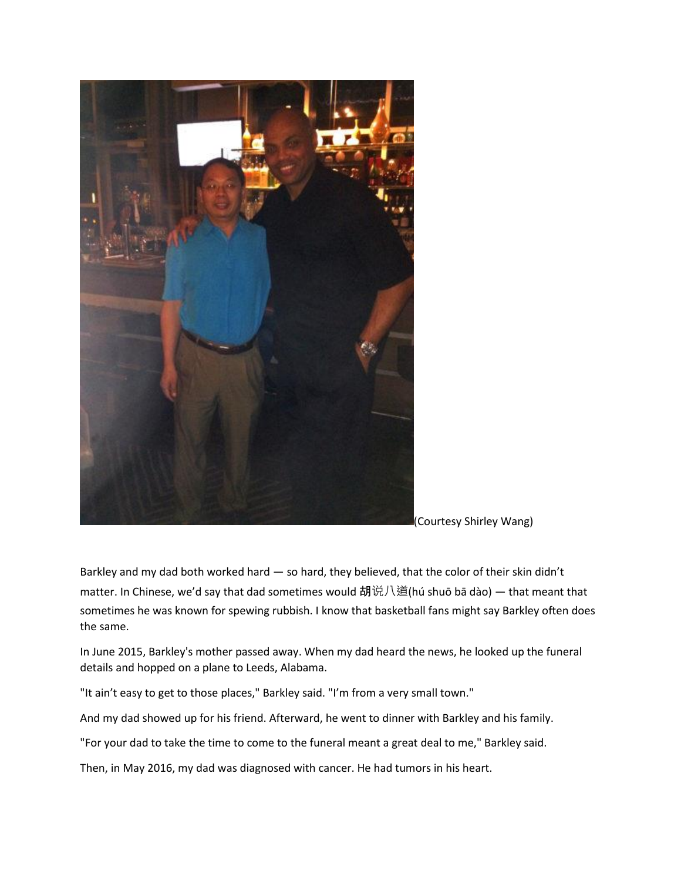(Courtesy Shirley Wang)

Barkley and my dad both worked hard — so hard, they believed, that the color of their skin didn't matter. In Chinese, we'd say that dad sometimes would 胡说八道(hú shuō bā dào) — that meant that sometimes he was known for spewing rubbish. I know that basketball fans might say Barkley often does the same.

In June 2015, Barkley's mother passed away. When my dad heard the news, he looked up the funeral details and hopped on a plane to Leeds, Alabama.

"It ain't easy to get to those places," Barkley said. "I'm from a very small town."

And my dad showed up for his friend. Afterward, he went to dinner with Barkley and his family.

"For your dad to take the time to come to the funeral meant a great deal to me," Barkley said.

Then, in May 2016, my dad was diagnosed with cancer. He had tumors in his heart.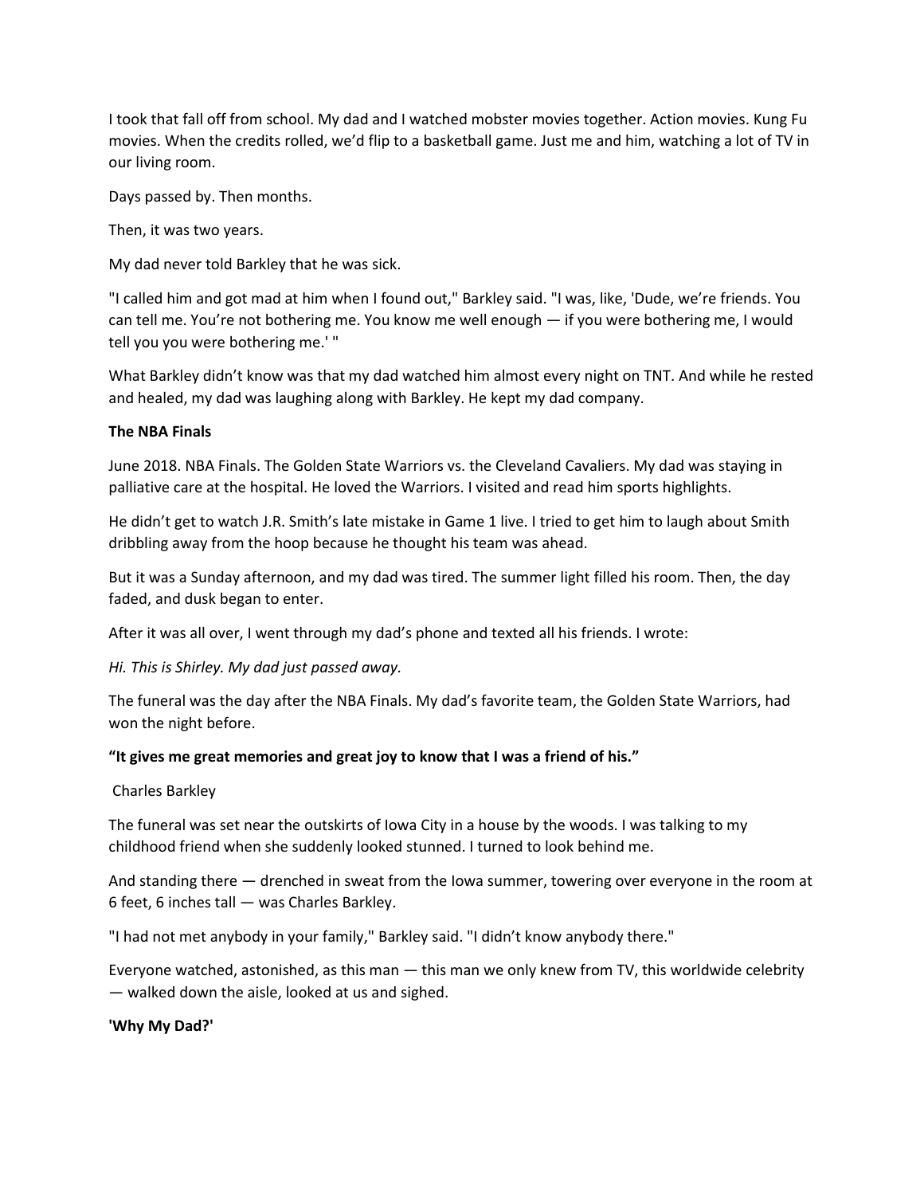I took that fall off from school. My dad and I watched mobster movies together. Action movies. Kung Fu movies. When the credits rolled, we'd flip to a basketball game. Just me and him, watching a lot of TV in our living room.

Days passed by. Then months.

Then, it was two years.

My dad never told Barkley that he was sick.

"I called him and got mad at him when I found out," Barkley said. "I was, like, 'Dude, we're friends. You can tell me. You're not bothering me. You know me well enough — if you were bothering me, I would tell you you were bothering me.' "

What Barkley didn't know was that my dad watched him almost every night on TNT. And while he rested and healed, my dad was laughing along with Barkley. He kept my dad company.

### The NBA Finals

June 2018. NBA Finals. The Golden State Warriors vs. the Cleveland Cavaliers. My dad was staying in palliative care at the hospital. He loved the Warriors. I visited and read him sports highlights.

He didn't get to watch J.R. Smith's late mistake in Game 1 live. I tried to get him to laugh about Smith dribbling away from the hoop because he thought his team was ahead.

But it was a Sunday afternoon, and my dad was tired. The summer light filled his room. Then, the day faded, and dusk began to enter.

After it was all over, I went through my dad's phone and texted all his friends. I wrote:

*Hi. This is Shirley. My dad just passed away.*

The funeral was the day after the NBA Finals. My dad's favorite team, the Golden State Warriors, had won the night before.

**"It gives me great memories and great joy to know that I was a friend of his."**

Charles Barkley

The funeral was set near the outskirts of Iowa City in a house by the woods. I was talking to my childhood friend when she suddenly looked stunned. I turned to look behind me.

And standing there — drenched in sweat from the Iowa summer, towering over everyone in the room at 6 feet, 6 inches tall — was Charles Barkley.

"I had not met anybody in your family," Barkley said. "I didn't know anybody there."

Everyone watched, astonished, as this man — this man we only knew from TV, this worldwide celebrity — walked down the aisle, looked at us and sighed.

### 'Why My Dad?'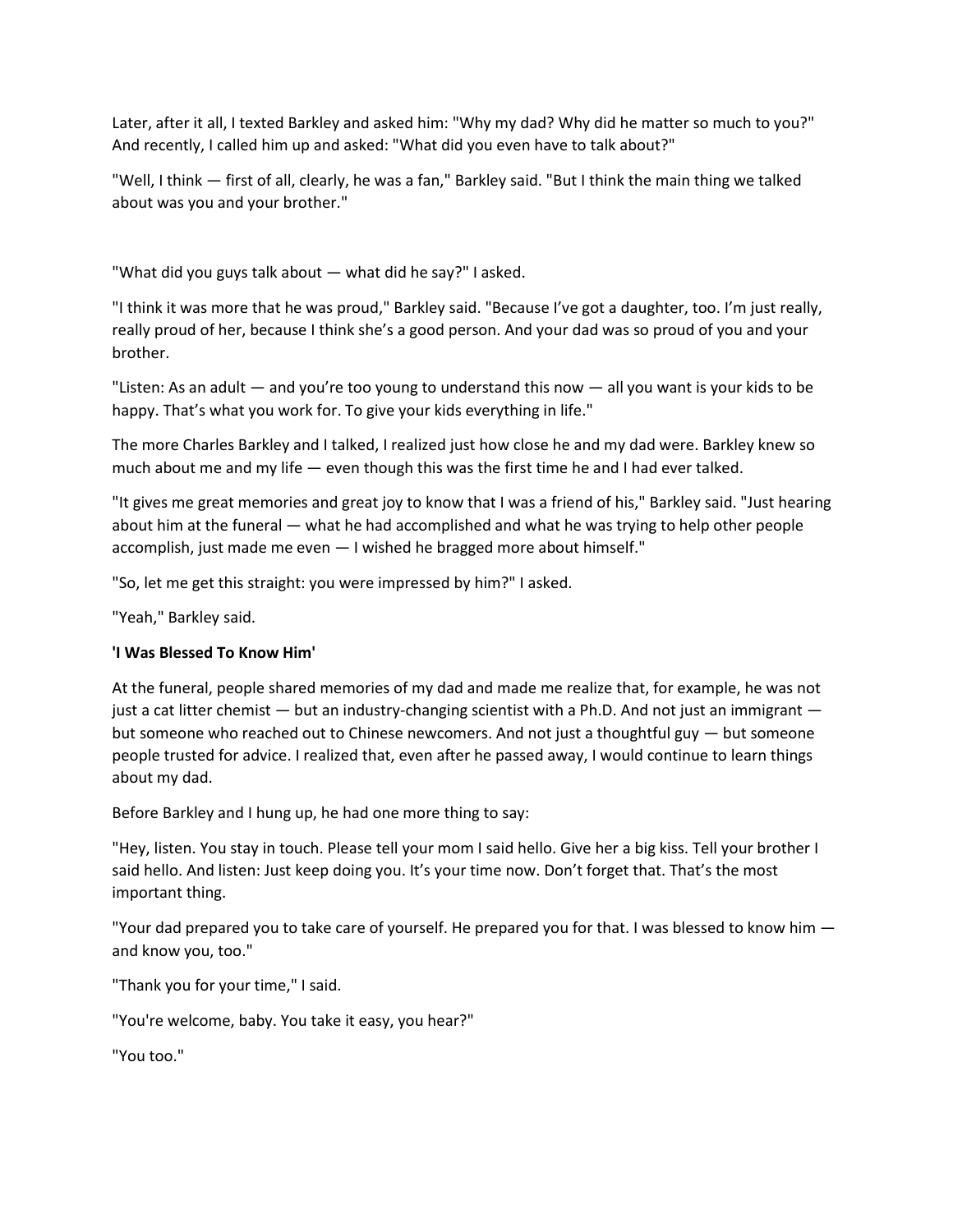Later, after it all, I texted Barkley and asked him: "Why my dad? Why did he matter so much to you?" And recently, I called him up and asked: "What did you even have to talk about?"

"Well, I think — first of all, clearly, he was a fan," Barkley said. "But I think the main thing we talked about was you and your brother."

"What did you guys talk about — what did he say?" I asked.

"I think it was more that he was proud," Barkley said. "Because I've got a daughter, too. I'm just really, really proud of her, because I think she's a good person. And your dad was so proud of you and your brother.

"Listen: As an adult — and you're too young to understand this now — all you want is your kids to be happy. That's what you work for. To give your kids everything in life."

The more Charles Barkley and I talked, I realized just how close he and my dad were. Barkley knew so much about me and my life — even though this was the first time he and I had ever talked.

"It gives me great memories and great joy to know that I was a friend of his," Barkley said. "Just hearing about him at the funeral — what he had accomplished and what he was trying to help other people accomplish, just made me even — I wished he bragged more about himself."

"So, let me get this straight: you were impressed by him?" I asked.

"Yeah," Barkley said.

**'I Was Blessed To Know Him'**

At the funeral, people shared memories of my dad and made me realize that, for example, he was not just a cat litter chemist — but an industry-changing scientist with a Ph.D. And not just an immigrant — but someone who reached out to Chinese newcomers. And not just a thoughtful guy — but someone people trusted for advice. I realized that, even after he passed away, I would continue to learn things about my dad.

Before Barkley and I hung up, he had one more thing to say:

"Hey, listen. You stay in touch. Please tell your mom I said hello. Give her a big kiss. Tell your brother I said hello. And listen: Just keep doing you. It's your time now. Don't forget that. That's the most important thing.

"Your dad prepared you to take care of yourself. He prepared you for that. I was blessed to know him — and know you, too."

"Thank you for your time," I said.

"You're welcome, baby. You take it easy, you hear?"

"You too."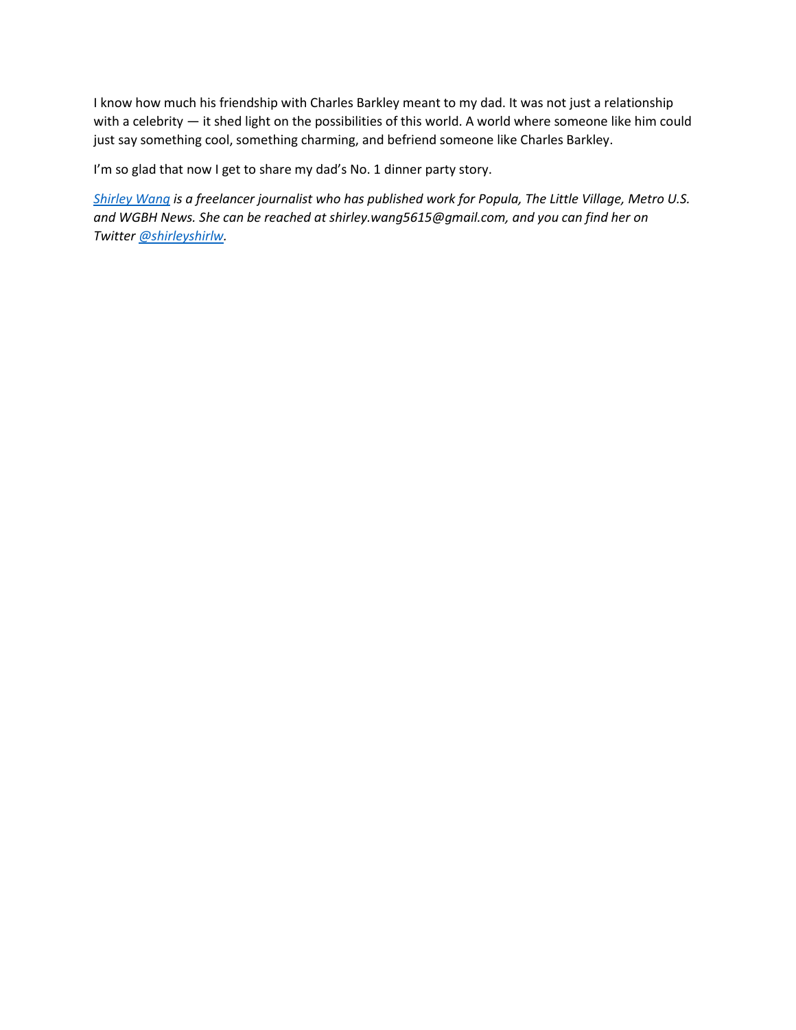I know how much his friendship with Charles Barkley meant to my dad. It was not just a relationship with a celebrity — it shed light on the possibilities of this world. A world where someone like him could just say something cool, something charming, and befriend someone like Charles Barkley.

I'm so glad that now I get to share my dad's No. 1 dinner party story.

*Shirley Wang is a freelancer journalist who has published work for Popula, The Little Village, Metro U.S. and WGBH News. She can be reached at shirley.wang5615@gmail.com, and you can find her on Twitter @shirleyshirlw.*